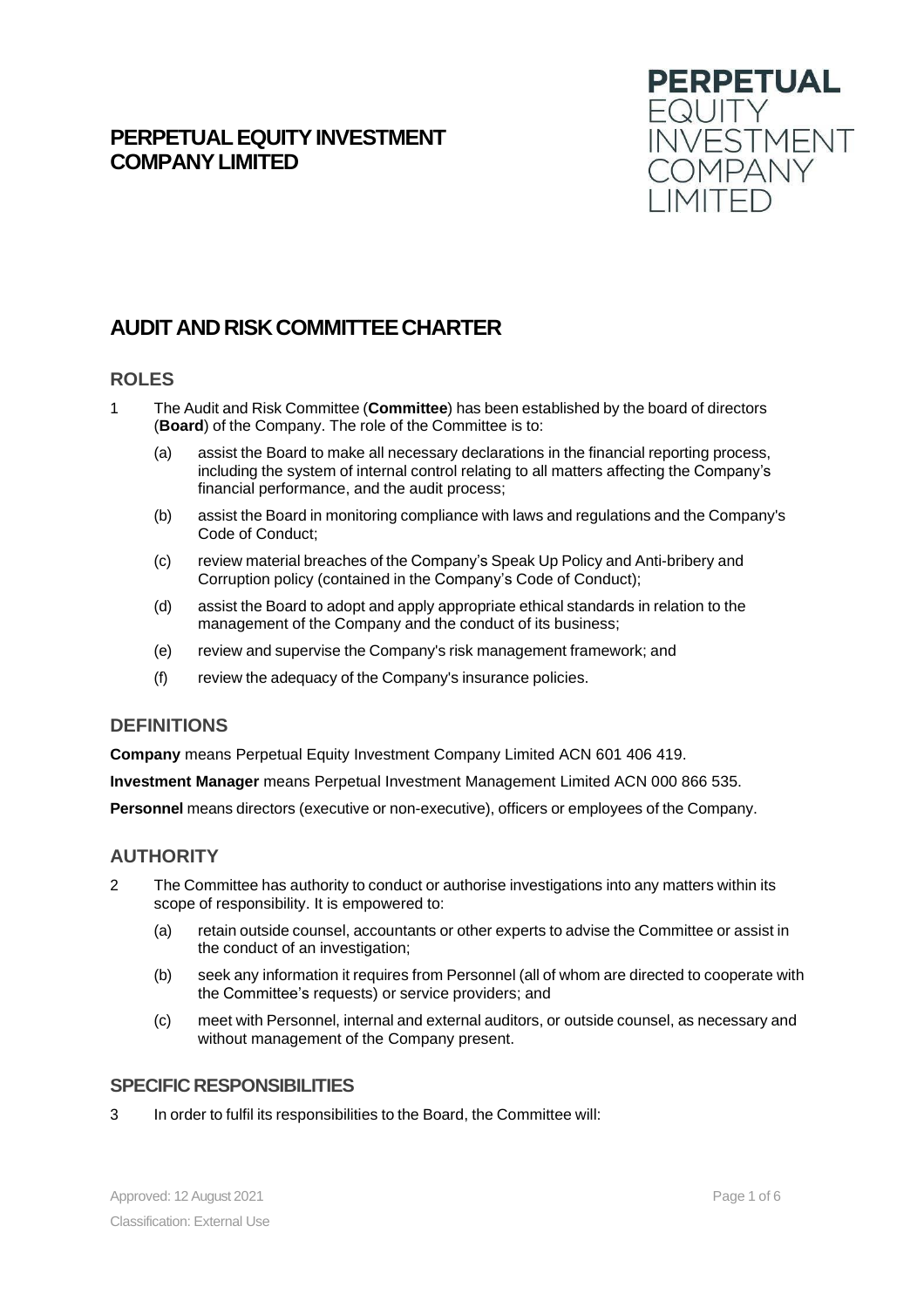# PERPETUAL EQUITY INVESTMENT COMPANY LIMITED

## AUDIT AND RISK COMMITTEE CHARTER

### ROLES

1 The Audit and Risk Committee (**Committee**) has been established by the board of directors (**Board**) of the Company. The role of the Committee is to:

(a) assist the Board to make all necessary declarations in the financial reporting process, including the system of internal control relating to all matters affecting the Company's financial performance, and the audit process;

(b) assist the Board in monitoring compliance with laws and regulations and the Company's Code of Conduct;

(c) review material breaches of the Company's Speak Up Policy and Anti-bribery and Corruption policy (contained in the Company's Code of Conduct);

(d) assist the Board to adopt and apply appropriate ethical standards in relation to the management of the Company and the conduct of its business;

(e) review and supervise the Company's risk management framework; and

(f) review the adequacy of the Company's insurance policies.

### DEFINITIONS

**Company** means Perpetual Equity Investment Company Limited ACN 601 406 419.

**Investment Manager** means Perpetual Investment Management Limited ACN 000 866 535.

**Personnel** means directors (executive or non-executive), officers or employees of the Company.

### AUTHORITY

2 The Committee has authority to conduct or authorise investigations into any matters within its scope of responsibility. It is empowered to:

(a) retain outside counsel, accountants or other experts to advise the Committee or assist in the conduct of an investigation;

(b) seek any information it requires from Personnel (all of whom are directed to cooperate with the Committee's requests) or service providers; and

(c) meet with Personnel, internal and external auditors, or outside counsel, as necessary and without management of the Company present.

### SPECIFIC RESPONSIBILITIES

3 In order to fulfil its responsibilities to the Board, the Committee will:

Approved: 12 August 2021

Classification: External Use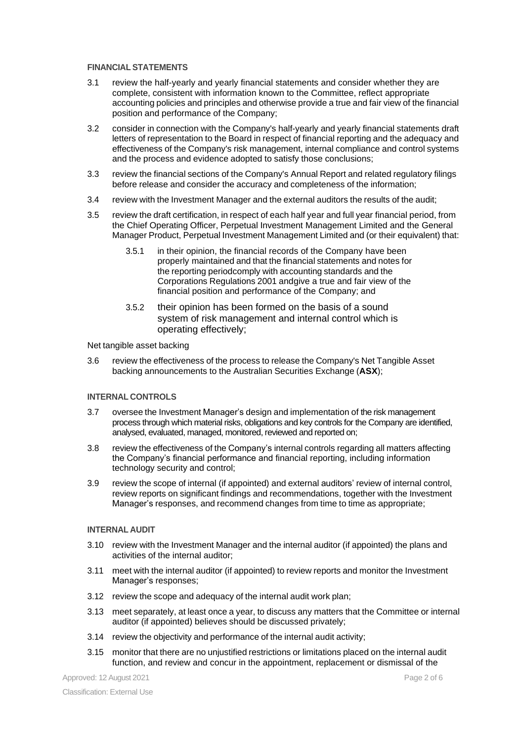#### FINANCIAL STATEMENTS

3.1 review the half-yearly and yearly financial statements and consider whether they are complete, consistent with information known to the Committee, reflect appropriate accounting policies and principles and otherwise provide a true and fair view of the financial position and performance of the Company;

3.2 consider in connection with the Company's half-yearly and yearly financial statements draft letters of representation to the Board in respect of financial reporting and the adequacy and effectiveness of the Company's risk management, internal compliance and control systems and the process and evidence adopted to satisfy those conclusions;

3.3 review the financial sections of the Company's Annual Report and related regulatory filings before release and consider the accuracy and completeness of the information;

3.4 review with the Investment Manager and the external auditors the results of the audit;

3.5 review the draft certification, in respect of each half year and full year financial period, from the Chief Operating Officer, Perpetual Investment Management Limited and the General Manager Product, Perpetual Investment Management Limited and (or their equivalent) that:

3.5.1 in their opinion, the financial records of the Company have been properly maintained and that the financial statements and notes for the reporting periodcomply with accounting standards and the Corporations Regulations 2001 andgive a true and fair view of the financial position and performance of the Company; and

3.5.2 their opinion has been formed on the basis of a sound system of risk management and internal control which is operating effectively;

Net tangible asset backing

3.6 review the effectiveness of the process to release the Company's Net Tangible Asset backing announcements to the Australian Securities Exchange (**ASX**);

#### INTERNAL CONTROLS

3.7 oversee the Investment Manager's design and implementation of the risk management process through which material risks, obligations and key controls for the Company are identified, analysed, evaluated, managed, monitored, reviewed and reported on;

3.8 review the effectiveness of the Company's internal controls regarding all matters affecting the Company's financial performance and financial reporting, including information technology security and control;

3.9 review the scope of internal (if appointed) and external auditors' review of internal control, review reports on significant findings and recommendations, together with the Investment Manager's responses, and recommend changes from time to time as appropriate;

#### INTERNAL AUDIT

3.10 review with the Investment Manager and the internal auditor (if appointed) the plans and activities of the internal auditor;

3.11 meet with the internal auditor (if appointed) to review reports and monitor the Investment Manager's responses;

3.12 review the scope and adequacy of the internal audit work plan;

3.13 meet separately, at least once a year, to discuss any matters that the Committee or internal auditor (if appointed) believes should be discussed privately;

3.14 review the objectivity and performance of the internal audit activity;

3.15 monitor that there are no unjustified restrictions or limitations placed on the internal audit function, and review and concur in the appointment, replacement or dismissal of the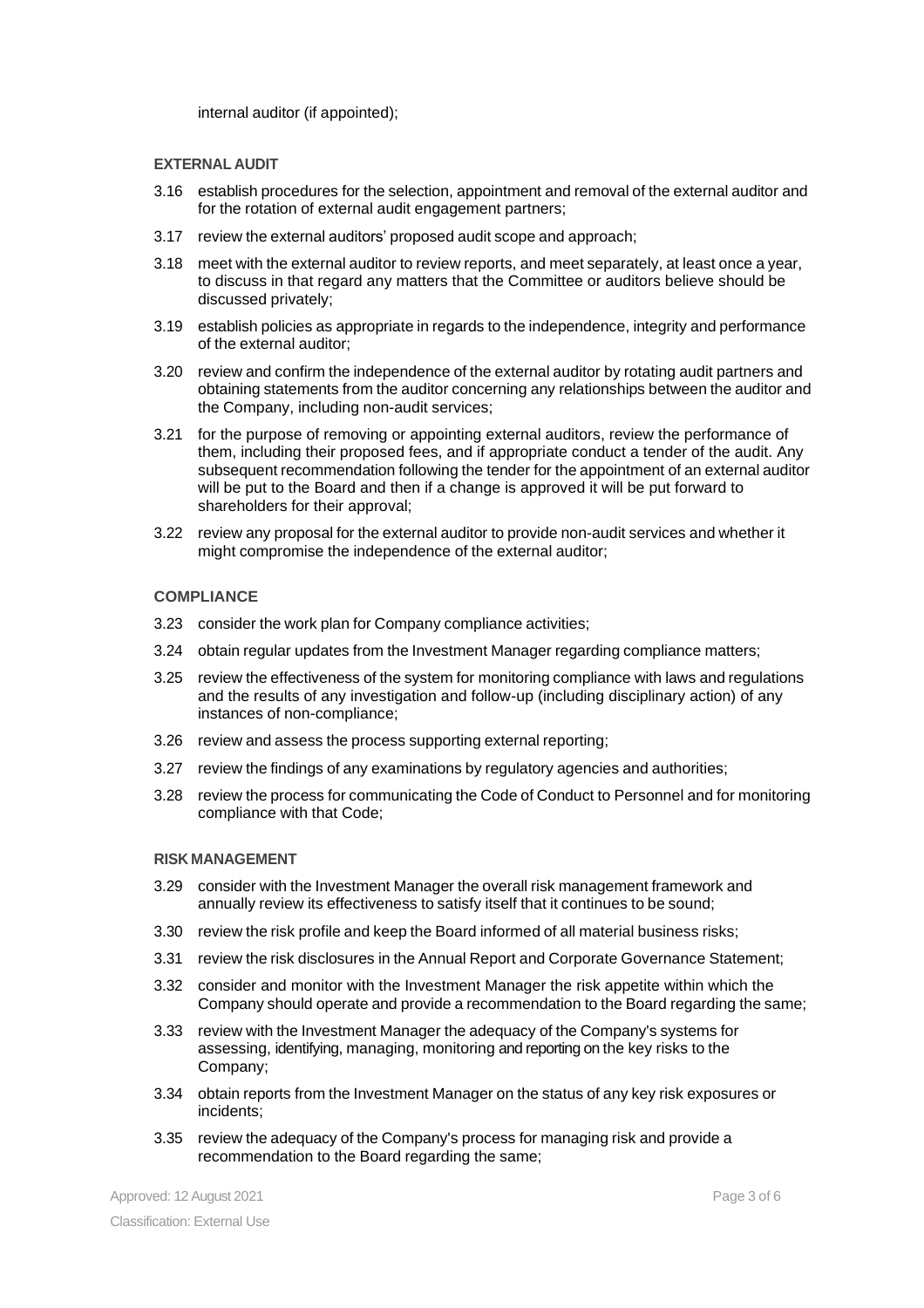internal auditor (if appointed);

**EXTERNAL AUDIT**

3.16 establish procedures for the selection, appointment and removal of the external auditor and for the rotation of external audit engagement partners;

3.17 review the external auditors' proposed audit scope and approach;

3.18 meet with the external auditor to review reports, and meet separately, at least once a year, to discuss in that regard any matters that the Committee or auditors believe should be discussed privately;

3.19 establish policies as appropriate in regards to the independence, integrity and performance of the external auditor;

3.20 review and confirm the independence of the external auditor by rotating audit partners and obtaining statements from the auditor concerning any relationships between the auditor and the Company, including non-audit services;

3.21 for the purpose of removing or appointing external auditors, review the performance of them, including their proposed fees, and if appropriate conduct a tender of the audit. Any subsequent recommendation following the tender for the appointment of an external auditor will be put to the Board and then if a change is approved it will be put forward to shareholders for their approval;

3.22 review any proposal for the external auditor to provide non-audit services and whether it might compromise the independence of the external auditor;

**COMPLIANCE**

3.23 consider the work plan for Company compliance activities;

3.24 obtain regular updates from the Investment Manager regarding compliance matters;

3.25 review the effectiveness of the system for monitoring compliance with laws and regulations and the results of any investigation and follow-up (including disciplinary action) of any instances of non-compliance;

3.26 review and assess the process supporting external reporting;

3.27 review the findings of any examinations by regulatory agencies and authorities;

3.28 review the process for communicating the Code of Conduct to Personnel and for monitoring compliance with that Code;

**RISK MANAGEMENT**

3.29 consider with the Investment Manager the overall risk management framework and annually review its effectiveness to satisfy itself that it continues to be sound;

3.30 review the risk profile and keep the Board informed of all material business risks;

3.31 review the risk disclosures in the Annual Report and Corporate Governance Statement;

3.32 consider and monitor with the Investment Manager the risk appetite within which the Company should operate and provide a recommendation to the Board regarding the same;

3.33 review with the Investment Manager the adequacy of the Company's systems for assessing, identifying, managing, monitoring and reporting on the key risks to the Company;

3.34 obtain reports from the Investment Manager on the status of any key risk exposures or incidents;

3.35 review the adequacy of the Company's process for managing risk and provide a recommendation to the Board regarding the same;

Approved: 12 August 2021

Classification: External Use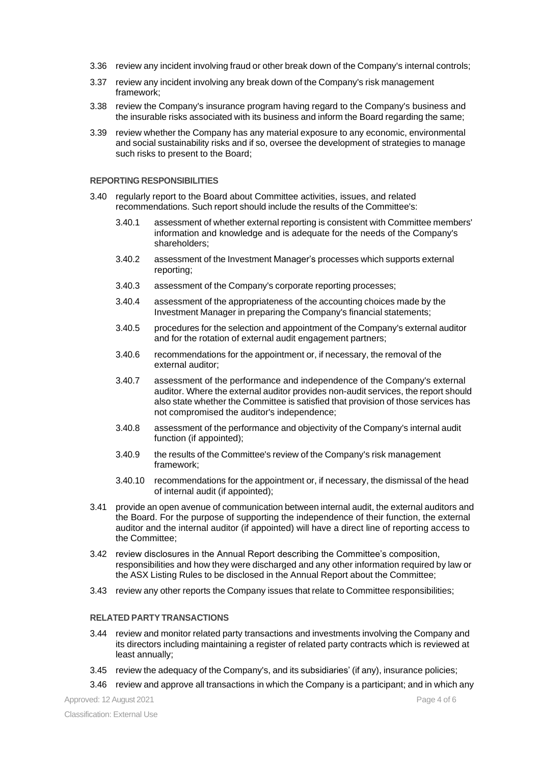3.36 review any incident involving fraud or other break down of the Company's internal controls;

3.37 review any incident involving any break down of the Company's risk management framework;

3.38 review the Company's insurance program having regard to the Company's business and the insurable risks associated with its business and inform the Board regarding the same;

3.39 review whether the Company has any material exposure to any economic, environmental and social sustainability risks and if so, oversee the development of strategies to manage such risks to present to the Board;

**REPORTING RESPONSIBILITIES**

3.40 regularly report to the Board about Committee activities, issues, and related recommendations. Such report should include the results of the Committee's:

  3.40.1 assessment of whether external reporting is consistent with Committee members' information and knowledge and is adequate for the needs of the Company's shareholders;

  3.40.2 assessment of the Investment Manager's processes which supports external reporting;

  3.40.3 assessment of the Company's corporate reporting processes;

  3.40.4 assessment of the appropriateness of the accounting choices made by the Investment Manager in preparing the Company's financial statements;

  3.40.5 procedures for the selection and appointment of the Company's external auditor and for the rotation of external audit engagement partners;

  3.40.6 recommendations for the appointment or, if necessary, the removal of the external auditor;

  3.40.7 assessment of the performance and independence of the Company's external auditor. Where the external auditor provides non-audit services, the report should also state whether the Committee is satisfied that provision of those services has not compromised the auditor's independence;

  3.40.8 assessment of the performance and objectivity of the Company's internal audit function (if appointed);

  3.40.9 the results of the Committee's review of the Company's risk management framework;

  3.40.10 recommendations for the appointment or, if necessary, the dismissal of the head of internal audit (if appointed);

3.41 provide an open avenue of communication between internal audit, the external auditors and the Board. For the purpose of supporting the independence of their function, the external auditor and the internal auditor (if appointed) will have a direct line of reporting access to the Committee;

3.42 review disclosures in the Annual Report describing the Committee's composition, responsibilities and how they were discharged and any other information required by law or the ASX Listing Rules to be disclosed in the Annual Report about the Committee;

3.43 review any other reports the Company issues that relate to Committee responsibilities;

**RELATED PARTY TRANSACTIONS**

3.44 review and monitor related party transactions and investments involving the Company and its directors including maintaining a register of related party contracts which is reviewed at least annually;

3.45 review the adequacy of the Company's, and its subsidiaries' (if any), insurance policies;

3.46 review and approve all transactions in which the Company is a participant; and in which any

Approved: 12 August 2021

Classification: External Use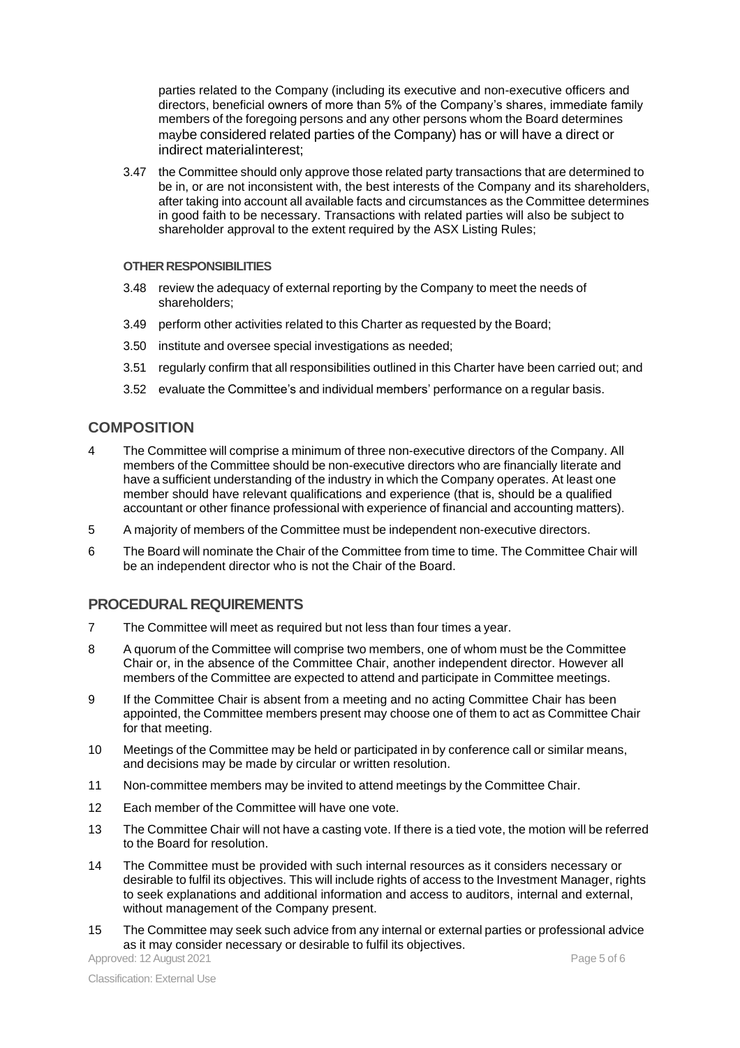parties related to the Company (including its executive and non-executive officers and directors, beneficial owners of more than 5% of the Company's shares, immediate family members of the foregoing persons and any other persons whom the Board determines maybe considered related parties of the Company) has or will have a direct or indirect materialinterest;

3.47 the Committee should only approve those related party transactions that are determined to be in, or are not inconsistent with, the best interests of the Company and its shareholders, after taking into account all available facts and circumstances as the Committee determines in good faith to be necessary. Transactions with related parties will also be subject to shareholder approval to the extent required by the ASX Listing Rules;

#### OTHER RESPONSIBILITIES

3.48 review the adequacy of external reporting by the Company to meet the needs of shareholders;

3.49 perform other activities related to this Charter as requested by the Board;

3.50 institute and oversee special investigations as needed;

3.51 regularly confirm that all responsibilities outlined in this Charter have been carried out; and

3.52 evaluate the Committee's and individual members' performance on a regular basis.

## COMPOSITION

4 The Committee will comprise a minimum of three non-executive directors of the Company. All members of the Committee should be non-executive directors who are financially literate and have a sufficient understanding of the industry in which the Company operates. At least one member should have relevant qualifications and experience (that is, should be a qualified accountant or other finance professional with experience of financial and accounting matters).

5 A majority of members of the Committee must be independent non-executive directors.

6 The Board will nominate the Chair of the Committee from time to time. The Committee Chair will be an independent director who is not the Chair of the Board.

## PROCEDURAL REQUIREMENTS

7 The Committee will meet as required but not less than four times a year.

8 A quorum of the Committee will comprise two members, one of whom must be the Committee Chair or, in the absence of the Committee Chair, another independent director. However all members of the Committee are expected to attend and participate in Committee meetings.

9 If the Committee Chair is absent from a meeting and no acting Committee Chair has been appointed, the Committee members present may choose one of them to act as Committee Chair for that meeting.

10 Meetings of the Committee may be held or participated in by conference call or similar means, and decisions may be made by circular or written resolution.

11 Non-committee members may be invited to attend meetings by the Committee Chair.

12 Each member of the Committee will have one vote.

13 The Committee Chair will not have a casting vote. If there is a tied vote, the motion will be referred to the Board for resolution.

14 The Committee must be provided with such internal resources as it considers necessary or desirable to fulfil its objectives. This will include rights of access to the Investment Manager, rights to seek explanations and additional information and access to auditors, internal and external, without management of the Company present.

15 The Committee may seek such advice from any internal or external parties or professional advice as it may consider necessary or desirable to fulfil its objectives.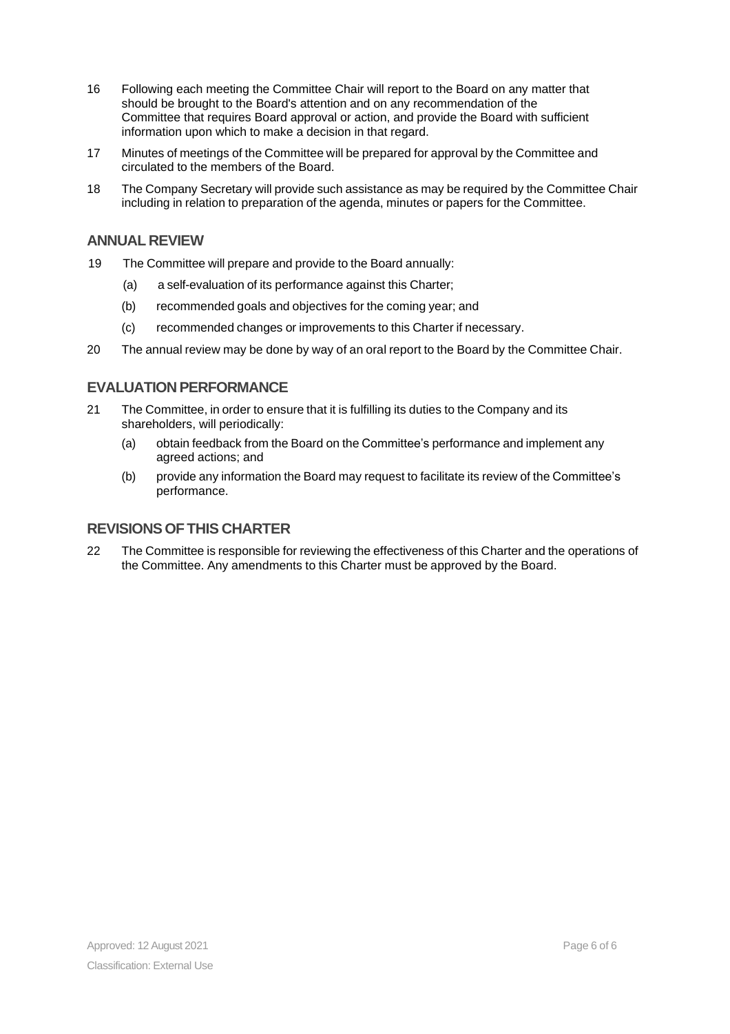16 Following each meeting the Committee Chair will report to the Board on any matter that should be brought to the Board's attention and on any recommendation of the Committee that requires Board approval or action, and provide the Board with sufficient information upon which to make a decision in that regard.

17 Minutes of meetings of the Committee will be prepared for approval by the Committee and circulated to the members of the Board.

18 The Company Secretary will provide such assistance as may be required by the Committee Chair including in relation to preparation of the agenda, minutes or papers for the Committee.

## ANNUAL REVIEW

19 The Committee will prepare and provide to the Board annually:

(a) a self-evaluation of its performance against this Charter;

(b) recommended goals and objectives for the coming year; and

(c) recommended changes or improvements to this Charter if necessary.

20 The annual review may be done by way of an oral report to the Board by the Committee Chair.

## EVALUATION PERFORMANCE

21 The Committee, in order to ensure that it is fulfilling its duties to the Company and its shareholders, will periodically:

(a) obtain feedback from the Board on the Committee's performance and implement any agreed actions; and

(b) provide any information the Board may request to facilitate its review of the Committee's performance.

## REVISIONS OF THIS CHARTER

22 The Committee is responsible for reviewing the effectiveness of this Charter and the operations of the Committee. Any amendments to this Charter must be approved by the Board.

Approved: 12 August 2021

Classification: External Use